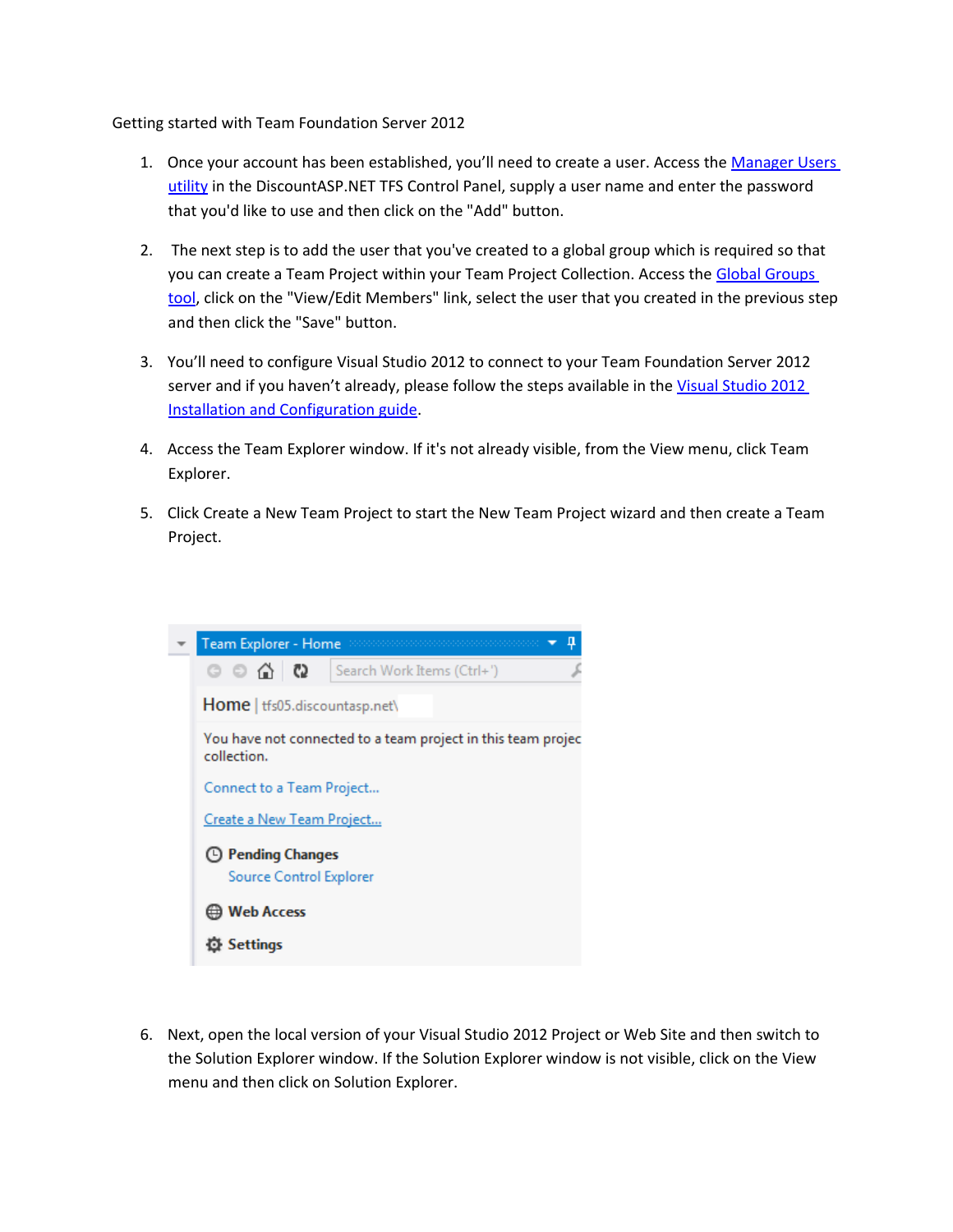Getting started with Team Foundation Server 2012

1. Once your account has been established, you'll need to create a user. Access the [Manager Users utility]() in the DiscountASP.NET TFS Control Panel, supply a user name and enter the password that you'd like to use and then click on the "Add" button.

2. The next step is to add the user that you've created to a global group which is required so that you can create a Team Project within your Team Project Collection. Access the [Global Groups tool](), click on the "View/Edit Members" link, select the user that you created in the previous step and then click the "Save" button.

3. You'll need to configure Visual Studio 2012 to connect to your Team Foundation Server 2012 server and if you haven't already, please follow the steps available in the [Visual Studio 2012 Installation and Configuration guide]().

4. Access the Team Explorer window. If it's not already visible, from the View menu, click Team Explorer.

5. Click Create a New Team Project to start the New Team Project wizard and then create a Team Project.

6. Next, open the local version of your Visual Studio 2012 Project or Web Site and then switch to the Solution Explorer window. If the Solution Explorer window is not visible, click on the View menu and then click on Solution Explorer.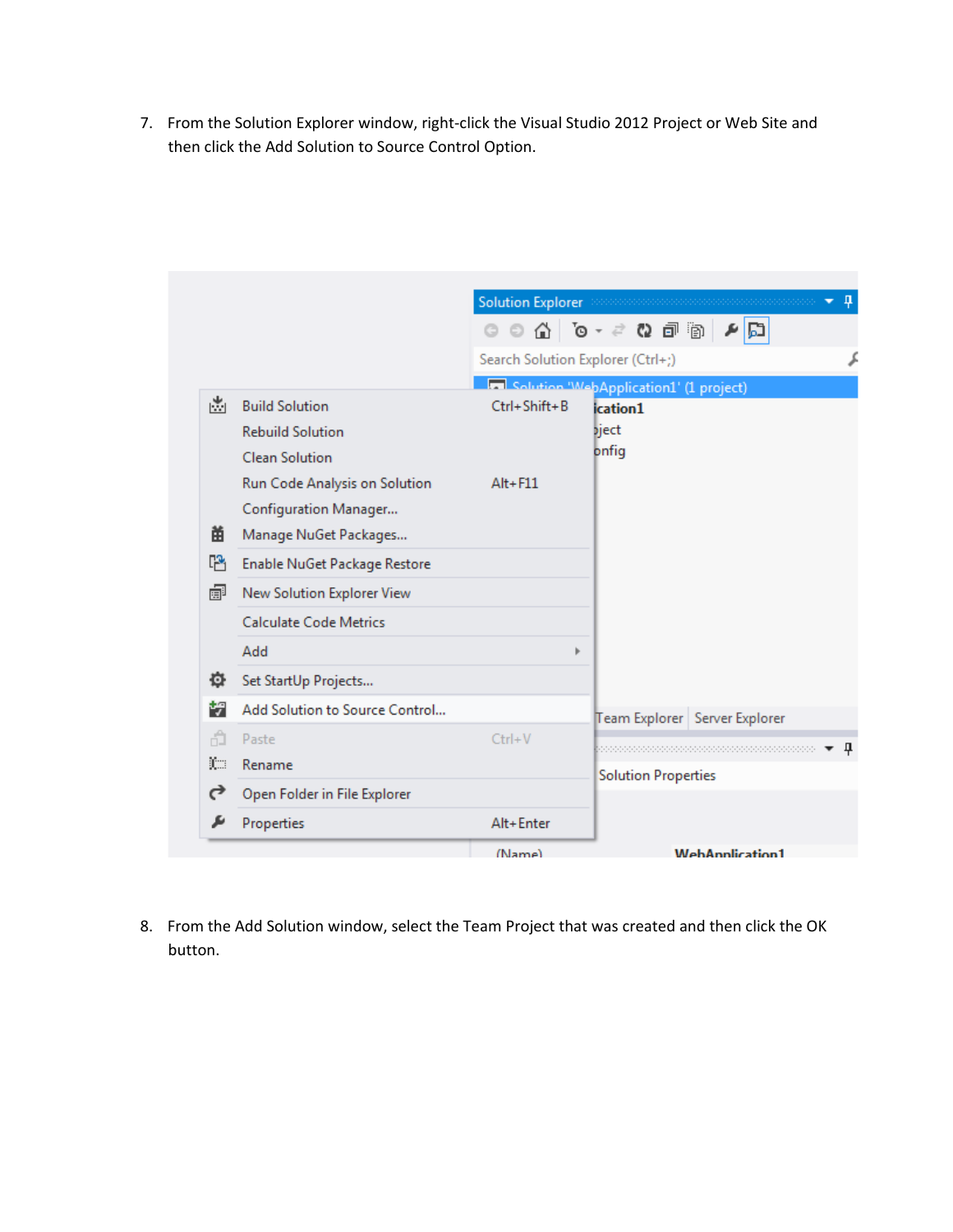7. From the Solution Explorer window, right-click the Visual Studio 2012 Project or Web Site and then click the Add Solution to Source Control Option.

8. From the Add Solution window, select the Team Project that was created and then click the OK button.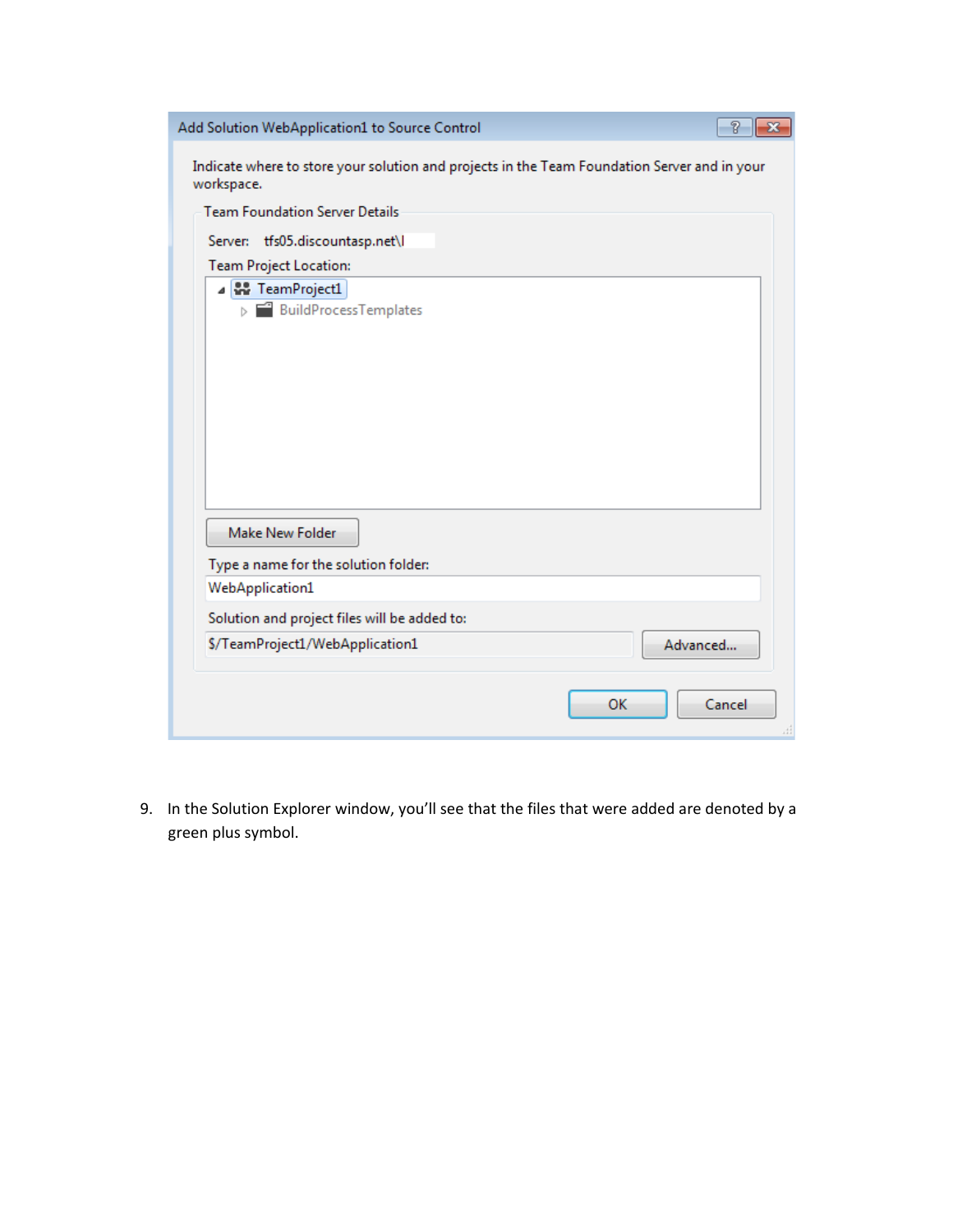Add Solution WebApplication1 to Source Control

Indicate where to store your solution and projects in the Team Foundation Server and in your workspace.

Team Foundation Server Details

Server: tfs05.discountasp.net\

Team Project Location:

- TeamProject1
  - BuildProcessTemplates

Make New Folder

Type a name for the solution folder:

WebApplication1

Solution and project files will be added to:

$/TeamProject1/WebApplication1

Advanced...

OK Cancel

9. In the Solution Explorer window, you'll see that the files that were added are denoted by a green plus symbol.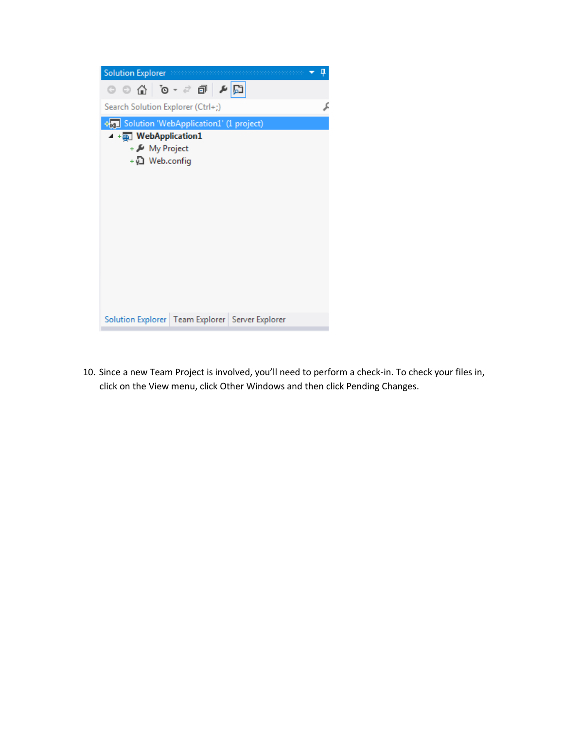10. Since a new Team Project is involved, you'll need to perform a check-in. To check your files in, click on the View menu, click Other Windows and then click Pending Changes.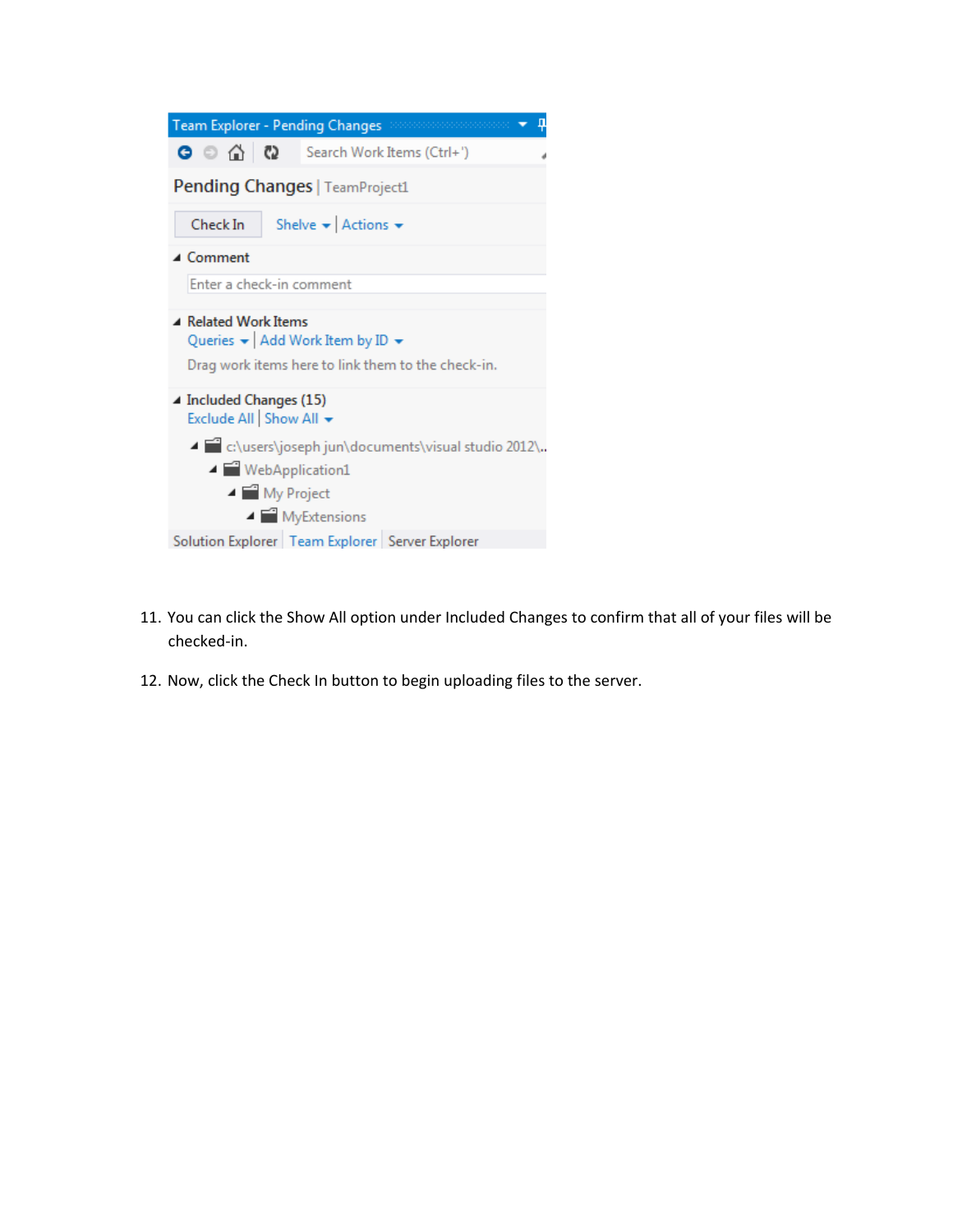11. You can click the Show All option under Included Changes to confirm that all of your files will be checked-in.
12. Now, click the Check In button to begin uploading files to the server.